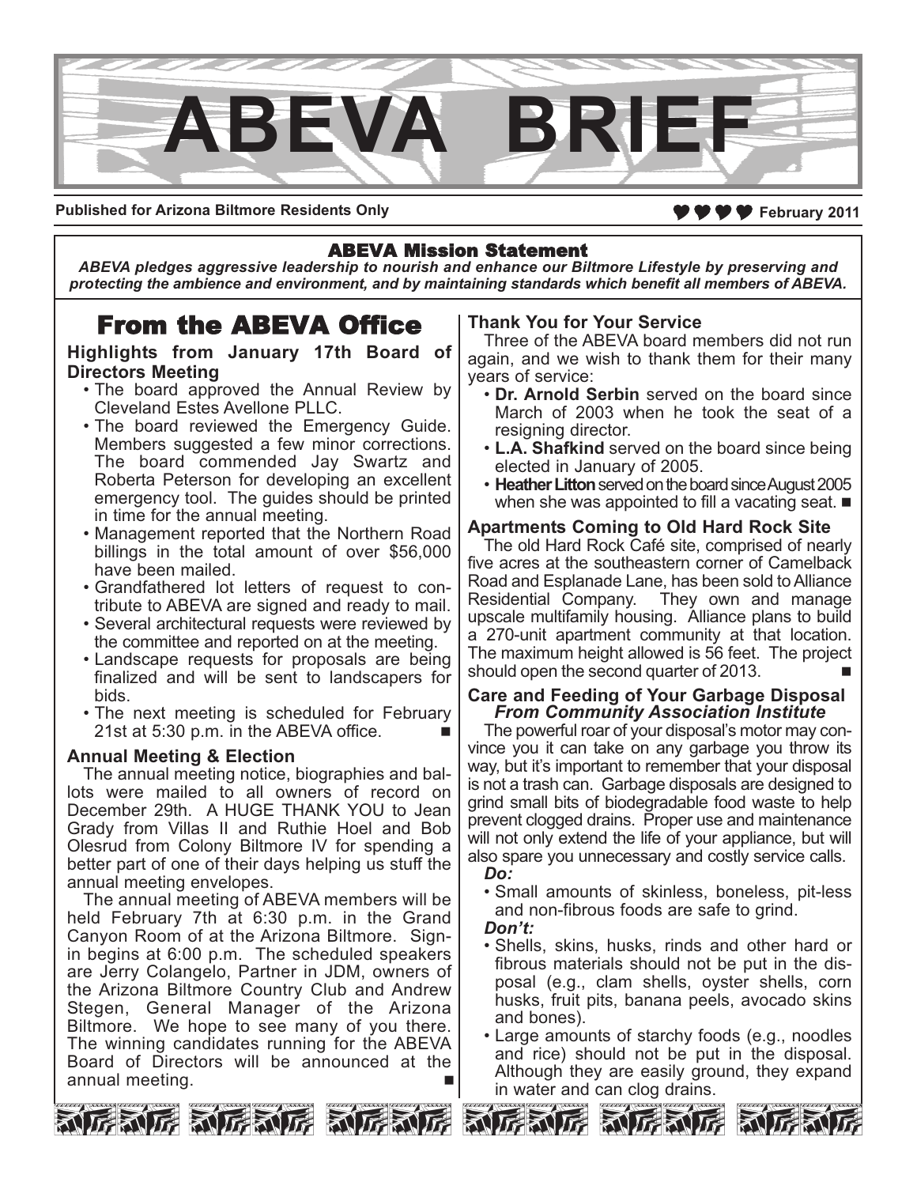# ABEVA BRIEF

**Published for Arizona Biltmore Residents Only** **February 2011**

## ABEVA Mission Statement

***ABEVA pledges aggressive leadership to nourish and enhance our Biltmore Lifestyle by preserving and protecting the ambience and environment, and by maintaining standards which benefit all members of ABEVA.***

## From the ABEVA Office

### Highlights from January 17th Board of Directors Meeting

- The board approved the Annual Review by Cleveland Estes Avellone PLLC.
- The board reviewed the Emergency Guide. Members suggested a few minor corrections. The board commended Jay Swartz and Roberta Peterson for developing an excellent emergency tool. The guides should be printed in time for the annual meeting.
- Management reported that the Northern Road billings in the total amount of over $56,000 have been mailed.
- Grandfathered lot letters of request to contribute to ABEVA are signed and ready to mail.
- Several architectural requests were reviewed by the committee and reported on at the meeting.
- Landscape requests for proposals are being finalized and will be sent to landscapers for bids.
- The next meeting is scheduled for February 21st at 5:30 p.m. in the ABEVA office. ■

### Annual Meeting & Election

The annual meeting notice, biographies and ballots were mailed to all owners of record on December 29th. A HUGE THANK YOU to Jean Grady from Villas II and Ruthie Hoel and Bob Olesrud from Colony Biltmore IV for spending a better part of one of their days helping us stuff the annual meeting envelopes.

The annual meeting of ABEVA members will be held February 7th at 6:30 p.m. in the Grand Canyon Room of at the Arizona Biltmore. Sign-in begins at 6:00 p.m. The scheduled speakers are Jerry Colangelo, Partner in JDM, owners of the Arizona Biltmore Country Club and Andrew Stegen, General Manager of the Arizona Biltmore. We hope to see many of you there. The winning candidates running for the ABEVA Board of Directors will be announced at the annual meeting. ■

### Thank You for Your Service

Three of the ABEVA board members did not run again, and we wish to thank them for their many years of service:

- **Dr. Arnold Serbin** served on the board since March of 2003 when he took the seat of a resigning director.
- **L.A. Shafkind** served on the board since being elected in January of 2005.
- **Heather Litton** served on the board since August 2005 when she was appointed to fill a vacating seat. ■

### Apartments Coming to Old Hard Rock Site

The old Hard Rock Café site, comprised of nearly five acres at the southeastern corner of Camelback Road and Esplanade Lane, has been sold to Alliance Residential Company. They own and manage upscale multifamily housing. Alliance plans to build a 270-unit apartment community at that location. The maximum height allowed is 56 feet. The project should open the second quarter of 2013. ■

### Care and Feeding of Your Garbage Disposal
***From Community Association Institute***

The powerful roar of your disposal's motor may convince you it can take on any garbage you throw its way, but it's important to remember that your disposal is not a trash can. Garbage disposals are designed to grind small bits of biodegradable food waste to help prevent clogged drains. Proper use and maintenance will not only extend the life of your appliance, but will also spare you unnecessary and costly service calls.

***Do:***

- Small amounts of skinless, boneless, pit-less and non-fibrous foods are safe to grind.

***Don't:***

- Shells, skins, husks, rinds and other hard or fibrous materials should not be put in the disposal (e.g., clam shells, oyster shells, corn husks, fruit pits, banana peels, avocado skins and bones).
- Large amounts of starchy foods (e.g., noodles and rice) should not be put in the disposal. Although they are easily ground, they expand in water and can clog drains.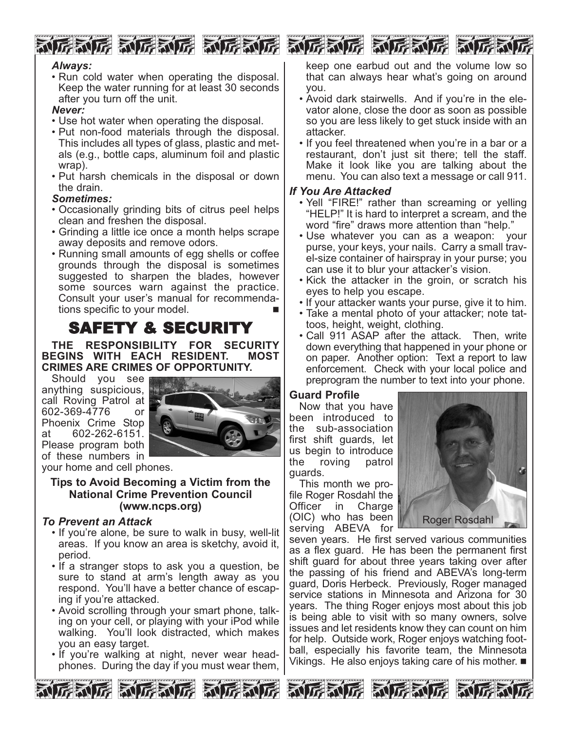*Always:*

- Run cold water when operating the disposal. Keep the water running for at least 30 seconds after you turn off the unit.

*Never:*

- Use hot water when operating the disposal.
- Put non-food materials through the disposal. This includes all types of glass, plastic and metals (e.g., bottle caps, aluminum foil and plastic wrap).
- Put harsh chemicals in the disposal or down the drain.

*Sometimes:*

- Occasionally grinding bits of citrus peel helps clean and freshen the disposal.
- Grinding a little ice once a month helps scrape away deposits and remove odors.
- Running small amounts of egg shells or coffee grounds through the disposal is sometimes suggested to sharpen the blades, however some sources warn against the practice. Consult your user's manual for recommendations specific to your model. ■

# SAFETY & SECURITY

**THE RESPONSIBILITY FOR SECURITY BEGINS WITH EACH RESIDENT. MOST CRIMES ARE CRIMES OF OPPORTUNITY.**

Should you see anything suspicious, call Roving Patrol at 602-369-4776 or Phoenix Crime Stop at 602-262-6151. Please program both of these numbers in your home and cell phones.

**Tips to Avoid Becoming a Victim from the National Crime Prevention Council (www.ncps.org)**

***To Prevent an Attack***

- If you're alone, be sure to walk in busy, well-lit areas. If you know an area is sketchy, avoid it, period.
- If a stranger stops to ask you a question, be sure to stand at arm's length away as you respond. You'll have a better chance of escaping if you're attacked.
- Avoid scrolling through your smart phone, talking on your cell, or playing with your iPod while walking. You'll look distracted, which makes you an easy target.
- If you're walking at night, never wear headphones. During the day if you must wear them, keep one earbud out and the volume low so that can always hear what's going on around you.
- Avoid dark stairwells. And if you're in the elevator alone, close the door as soon as possible so you are less likely to get stuck inside with an attacker.
- If you feel threatened when you're in a bar or a restaurant, don't just sit there; tell the staff. Make it look like you are talking about the menu. You can also text a message or call 911.

***If You Are Attacked***

- Yell "FIRE!" rather than screaming or yelling "HELP!" It is hard to interpret a scream, and the word "fire" draws more attention than "help."
- Use whatever you can as a weapon: your purse, your keys, your nails. Carry a small travel-size container of hairspray in your purse; you can use it to blur your attacker's vision.
- Kick the attacker in the groin, or scratch his eyes to help you escape.
- If your attacker wants your purse, give it to him.
- Take a mental photo of your attacker; note tattoos, height, weight, clothing.
- Call 911 ASAP after the attack. Then, write down everything that happened in your phone or on paper. Another option: Text a report to law enforcement. Check with your local police and preprogram the number to text into your phone.

**Guard Profile**

Now that you have been introduced to the sub-association first shift guards, let us begin to introduce the roving patrol guards.

This month we profile Roger Rosdahl the Officer in Charge (OIC) who has been serving ABEVA for seven years. He first served various communities as a flex guard. He has been the permanent first shift guard for about three years taking over after the passing of his friend and ABEVA's long-term guard, Doris Herbeck. Previously, Roger managed service stations in Minnesota and Arizona for 30 years. The thing Roger enjoys most about this job is being able to visit with so many owners, solve issues and let residents know they can count on him for help. Outside work, Roger enjoys watching football, especially his favorite team, the Minnesota Vikings. He also enjoys taking care of his mother. ■

Roger Rosdahl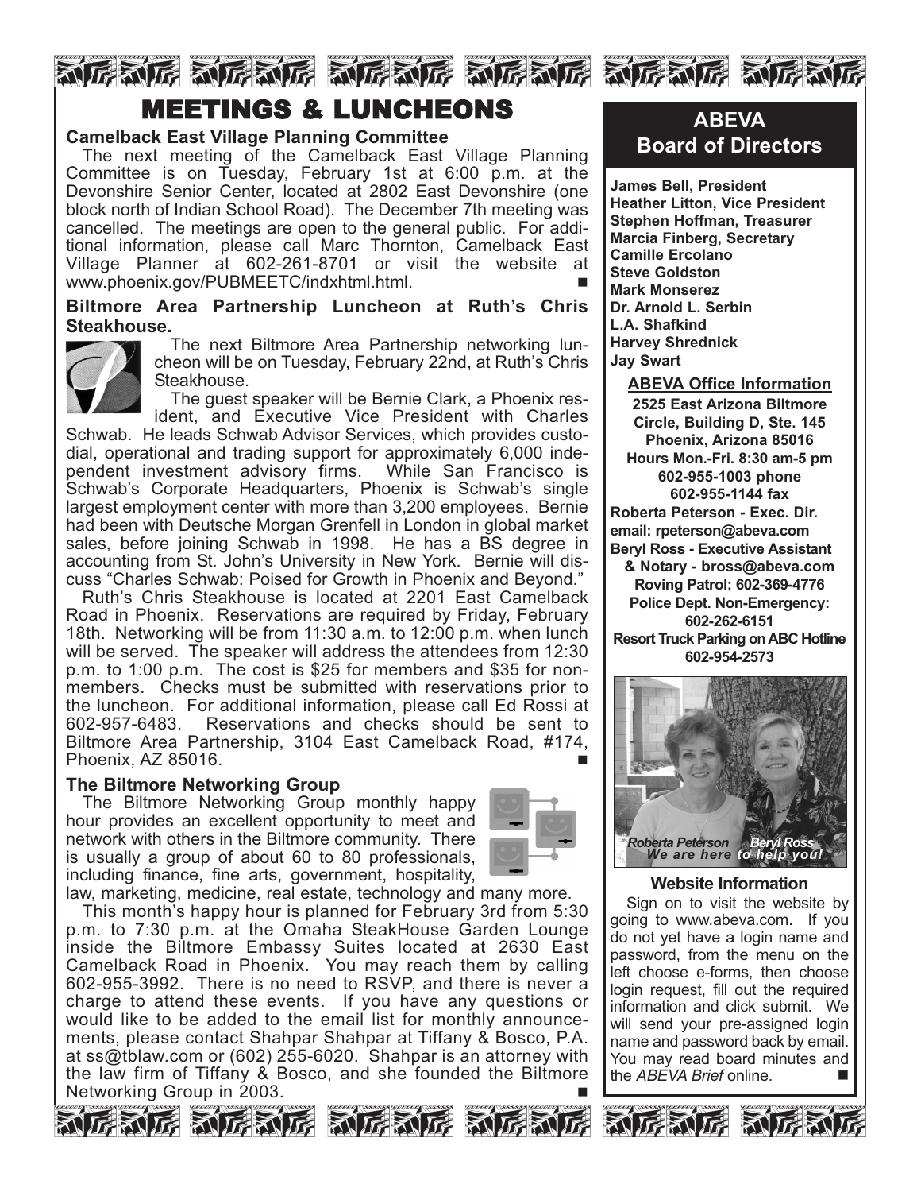# MEETINGS & LUNCHEONS

### Camelback East Village Planning Committee

The next meeting of the Camelback East Village Planning Committee is on Tuesday, February 1st at 6:00 p.m. at the Devonshire Senior Center, located at 2802 East Devonshire (one block north of Indian School Road). The December 7th meeting was cancelled. The meetings are open to the general public. For additional information, please call Marc Thornton, Camelback East Village Planner at 602-261-8701 or visit the website at www.phoenix.gov/PUBMEETC/indxhtml.html. ■

### Biltmore Area Partnership Luncheon at Ruth's Chris Steakhouse.

The next Biltmore Area Partnership networking luncheon will be on Tuesday, February 22nd, at Ruth's Chris Steakhouse.

The guest speaker will be Bernie Clark, a Phoenix resident, and Executive Vice President with Charles Schwab. He leads Schwab Advisor Services, which provides custodial, operational and trading support for approximately 6,000 independent investment advisory firms. While San Francisco is Schwab's Corporate Headquarters, Phoenix is Schwab's single largest employment center with more than 3,200 employees. Bernie had been with Deutsche Morgan Grenfell in London in global market sales, before joining Schwab in 1998. He has a BS degree in accounting from St. John's University in New York. Bernie will discuss "Charles Schwab: Poised for Growth in Phoenix and Beyond."

Ruth's Chris Steakhouse is located at 2201 East Camelback Road in Phoenix. Reservations are required by Friday, February 18th. Networking will be from 11:30 a.m. to 12:00 p.m. when lunch will be served. The speaker will address the attendees from 12:30 p.m. to 1:00 p.m. The cost is $25 for members and $35 for non-members. Checks must be submitted with reservations prior to the luncheon. For additional information, please call Ed Rossi at 602-957-6483. Reservations and checks should be sent to Biltmore Area Partnership, 3104 East Camelback Road, #174, Phoenix, AZ 85016. ■

### The Biltmore Networking Group

The Biltmore Networking Group monthly happy hour provides an excellent opportunity to meet and network with others in the Biltmore community. There is usually a group of about 60 to 80 professionals, including finance, fine arts, government, hospitality, law, marketing, medicine, real estate, technology and many more.

This month's happy hour is planned for February 3rd from 5:30 p.m. to 7:30 p.m. at the Omaha SteakHouse Garden Lounge inside the Biltmore Embassy Suites located at 2630 East Camelback Road in Phoenix. You may reach them by calling 602-955-3992. There is no need to RSVP, and there is never a charge to attend these events. If you have any questions or would like to be added to the email list for monthly announcements, please contact Shahpar Shahpar at Tiffany & Bosco, P.A. at ss@tblaw.com or (602) 255-6020. Shahpar is an attorney with the law firm of Tiffany & Bosco, and she founded the Biltmore Networking Group in 2003. ■

## ABEVA Board of Directors

**James Bell, President**
**Heather Litton, Vice President**
**Stephen Hoffman, Treasurer**
**Marcia Finberg, Secretary**
**Camille Ercolano**
**Steve Goldston**
**Mark Monserez**
**Dr. Arnold L. Serbin**
**L.A. Shafkind**
**Harvey Shrednick**
**Jay Swart**

### ABEVA Office Information

**2525 East Arizona Biltmore Circle, Building D, Ste. 145**
**Phoenix, Arizona 85016**
**Hours Mon.-Fri. 8:30 am-5 pm**
**602-955-1003 phone**
**602-955-1144 fax**
**Roberta Peterson - Exec. Dir.**
**email: rpeterson@abeva.com**
**Beryl Ross - Executive Assistant & Notary - bross@abeva.com**
**Roving Patrol: 602-369-4776**
**Police Dept. Non-Emergency: 602-262-6151**
**Resort Truck Parking on ABC Hotline 602-954-2573**

*Roberta Peterson Beryl Ross*
*We are here to help you!*

### Website Information

Sign on to visit the website by going to www.abeva.com. If you do not yet have a login name and password, from the menu on the left choose e-forms, then choose login request, fill out the required information and click submit. We will send your pre-assigned login name and password back by email. You may read board minutes and the *ABEVA Brief* online. ■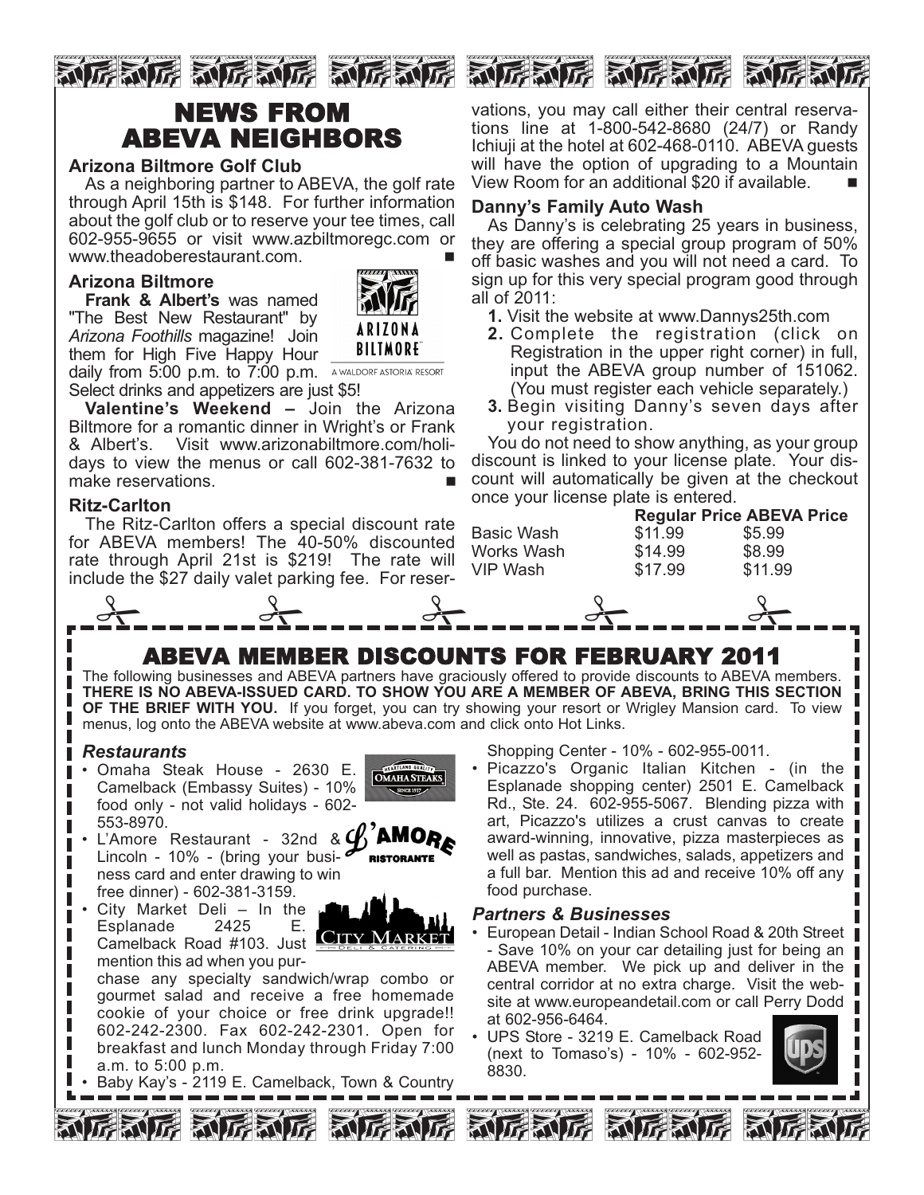# NEWS FROM ABEVA NEIGHBORS

### Arizona Biltmore Golf Club

As a neighboring partner to ABEVA, the golf rate through April 15th is $148. For further information about the golf club or to reserve your tee times, call 602-955-9655 or visit www.azbiltmoregc.com or www.theadoberestaurant.com.

### Arizona Biltmore

**Frank & Albert's** was named "The Best New Restaurant" by *Arizona Foothills* magazine! Join them for High Five Happy Hour daily from 5:00 p.m. to 7:00 p.m. Select drinks and appetizers are just $5!

ARIZONA BILTMORE
A WALDORF ASTORIA RESORT

**Valentine's Weekend –** Join the Arizona Biltmore for a romantic dinner in Wright's or Frank & Albert's. Visit www.arizonabiltmore.com/holidays to view the menus or call 602-381-7632 to make reservations.

### Ritz-Carlton

The Ritz-Carlton offers a special discount rate for ABEVA members! The 40-50% discounted rate through April 21st is $219! The rate will include the $27 daily valet parking fee. For reservations, you may call either their central reservations line at 1-800-542-8680 (24/7) or Randy Ichiuji at the hotel at 602-468-0110. ABEVA guests will have the option of upgrading to a Mountain View Room for an additional $20 if available.

### Danny's Family Auto Wash

As Danny's is celebrating 25 years in business, they are offering a special group program of 50% off basic washes and you will not need a card. To sign up for this very special program good through all of 2011:

1. Visit the website at www.Dannys25th.com
2. Complete the registration (click on Registration in the upper right corner) in full, input the ABEVA group number of 151062. (You must register each vehicle separately.)
3. Begin visiting Danny's seven days after your registration.

You do not need to show anything, as your group discount is linked to your license plate. Your discount will automatically be given at the checkout once your license plate is entered.

| | Regular Price | ABEVA Price |
|---|---|---|
| Basic Wash | $11.99 | $5.99 |
| Works Wash | $14.99 | $8.99 |
| VIP Wash | $17.99 | $11.99 |

# ABEVA MEMBER DISCOUNTS FOR FEBRUARY 2011

The following businesses and ABEVA partners have graciously offered to provide discounts to ABEVA members. **THERE IS NO ABEVA-ISSUED CARD. TO SHOW YOU ARE A MEMBER OF ABEVA, BRING THIS SECTION OF THE BRIEF WITH YOU.** If you forget, you can try showing your resort or Wrigley Mansion card. To view menus, log onto the ABEVA website at www.abeva.com and click onto Hot Links.

### *Restaurants*

- Omaha Steak House - 2630 E. Camelback (Embassy Suites) - 10% food only - not valid holidays - 602-553-8970.
- L'Amore Restaurant - 32nd & Lincoln - 10% - (bring your business card and enter drawing to win free dinner) - 602-381-3159.
- City Market Deli – In the Esplanade 2425 E. Camelback Road #103. Just mention this ad when you purchase any specialty sandwich/wrap combo or gourmet salad and receive a free homemade cookie of your choice or free drink upgrade!! 602-242-2300. Fax 602-242-2301. Open for breakfast and lunch Monday through Friday 7:00 a.m. to 5:00 p.m.
- Baby Kay's - 2119 E. Camelback, Town & Country Shopping Center - 10% - 602-955-0011.
- Picazzo's Organic Italian Kitchen - (in the Esplanade shopping center) 2501 E. Camelback Rd., Ste. 24. 602-955-5067. Blending pizza with art, Picazzo's utilizes a crust canvas to create award-winning, innovative, pizza masterpieces as well as pastas, sandwiches, salads, appetizers and a full bar. Mention this ad and receive 10% off any food purchase.

### *Partners & Businesses*

- European Detail - Indian School Road & 20th Street - Save 10% on your car detailing just for being an ABEVA member. We pick up and deliver in the central corridor at no extra charge. Visit the website at www.europeandetail.com or call Perry Dodd at 602-956-6464.
- UPS Store - 3219 E. Camelback Road (next to Tomaso's) - 10% - 602-952-8830.